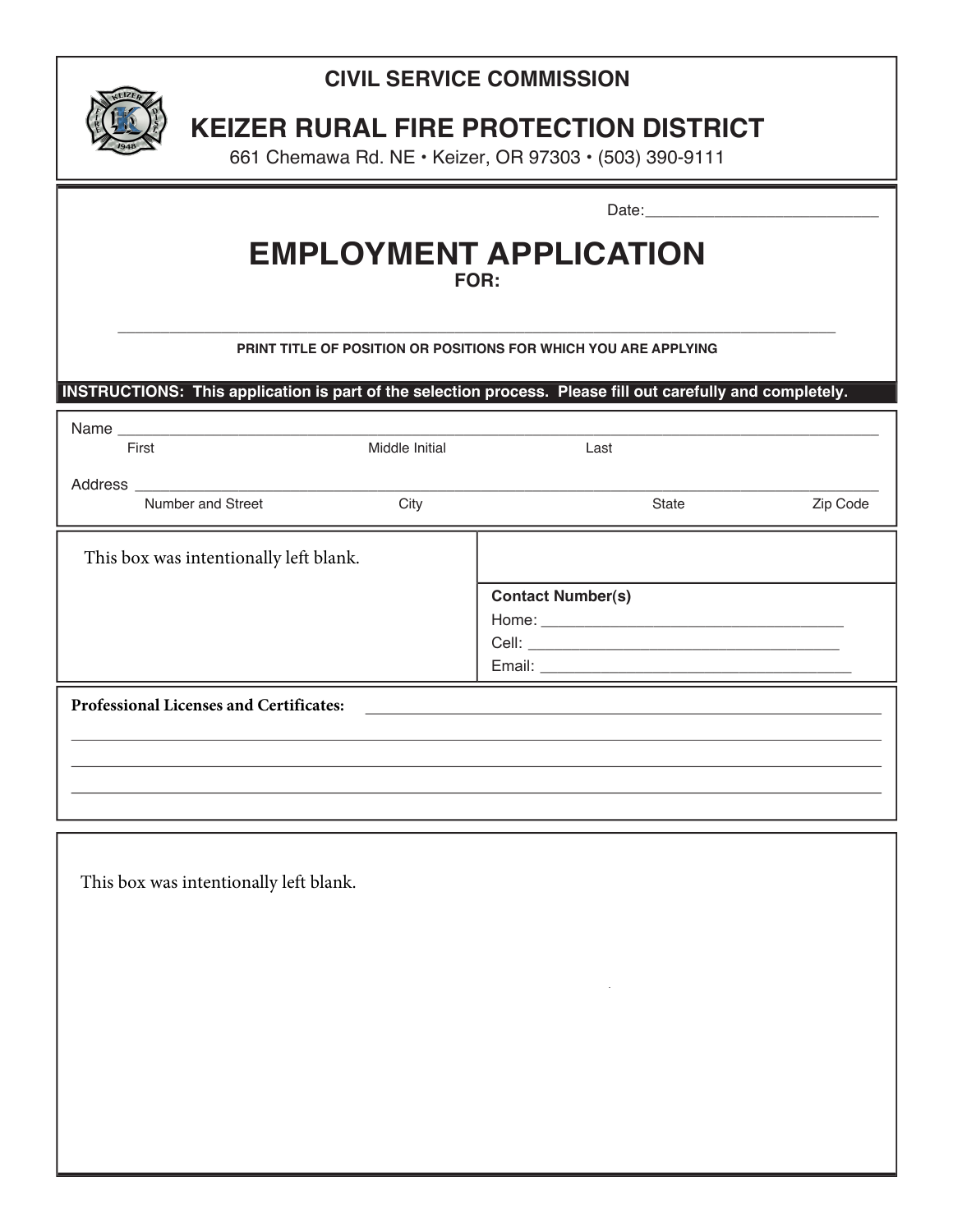**CIVIL SERVICE COMMISSION**

# KEIZER RURAL FIRE PROTECTION DISTRICT

661 Chemawa Rd. NE • Keizer, OR 97303 • (503) 390-9111

Date:____________________________

# EMPLOYMENT APPLICATION

**FOR:**

______________________________________________________________________________

**PRINT TITLE OF POSITION OR POSITIONS FOR WHICH YOU ARE APPLYING**

**INSTRUCTIONS: This application is part of the selection process. Please fill out carefully and completely.**

Name ______________________________________________________________________________

First Middle Initial Last

Address ____________________________________________________________________________

Number and Street City State Zip Code

This box was intentionally left blank.

**Contact Number(s)**

Home: ___________________________________

Cell: ____________________________________

Email: ___________________________________

**Professional Licenses and Certificates:** ______________________________________________________

______________________________________________________________________________

______________________________________________________________________________

______________________________________________________________________________

This box was intentionally left blank.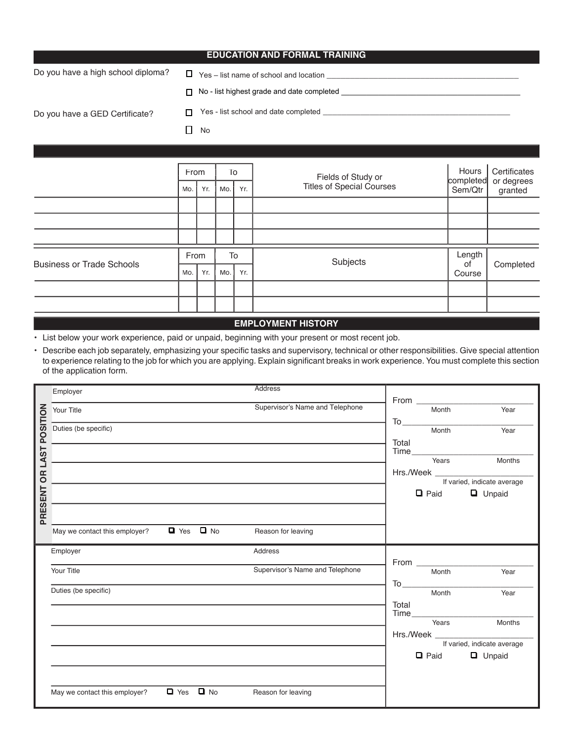## EDUCATION AND FORMAL TRAINING

Do you have a high school diploma?

- ☐ Yes – list name of school and location ______________________________
- ☐ No - list highest grade and date completed ______________________________

Do you have a GED Certificate?

- ☐ Yes - list school and date completed ______________________________
- ☐ No

| | From | | To | | Fields of Study or Titles of Special Courses | Hours completed Sem/Qtr | Certificates or degrees granted |
|---|---|---|---|---|---|---|---|
| | Mo. | Yr. | Mo. | Yr. | | | |
| | | | | | | | |
| | | | | | | | |
| | | | | | | | |

| Business or Trade Schools | From | | To | | Subjects | Length of Course | Completed |
|---|---|---|---|---|---|---|---|
| | Mo. | Yr. | Mo. | Yr. | | | |
| | | | | | | | |
| | | | | | | | |

## EMPLOYMENT HISTORY

- List below your work experience, paid or unpaid, beginning with your present or most recent job.
- Describe each job separately, emphasizing your specific tasks and supervisory, technical or other responsibilities. Give special attention to experience relating to the job for which you are applying. Explain significant breaks in work experience. You must complete this section of the application form.

**PRESENT OR LAST POSITION**

Employer ______________________________ Address ______________________________

Your Title ______________________________ Supervisor's Name and Telephone ______________________________

Duties (be specific) ______________________________

May we contact this employer? ☐ Yes ☐ No Reason for leaving ______________________________

From ______________________________ (Month / Year)

To ______________________________ (Month / Year)

Total Time ______________________________ (Years / Months)

Hrs./Week ______________________________ (If varied, indicate average)

☐ Paid ☐ Unpaid

---

Employer ______________________________ Address ______________________________

Your Title ______________________________ Supervisor's Name and Telephone ______________________________

Duties (be specific) ______________________________

May we contact this employer? ☐ Yes ☐ No Reason for leaving ______________________________

From ______________________________ (Month / Year)

To ______________________________ (Month / Year)

Total Time ______________________________ (Years / Months)

Hrs./Week ______________________________ (If varied, indicate average)

☐ Paid ☐ Unpaid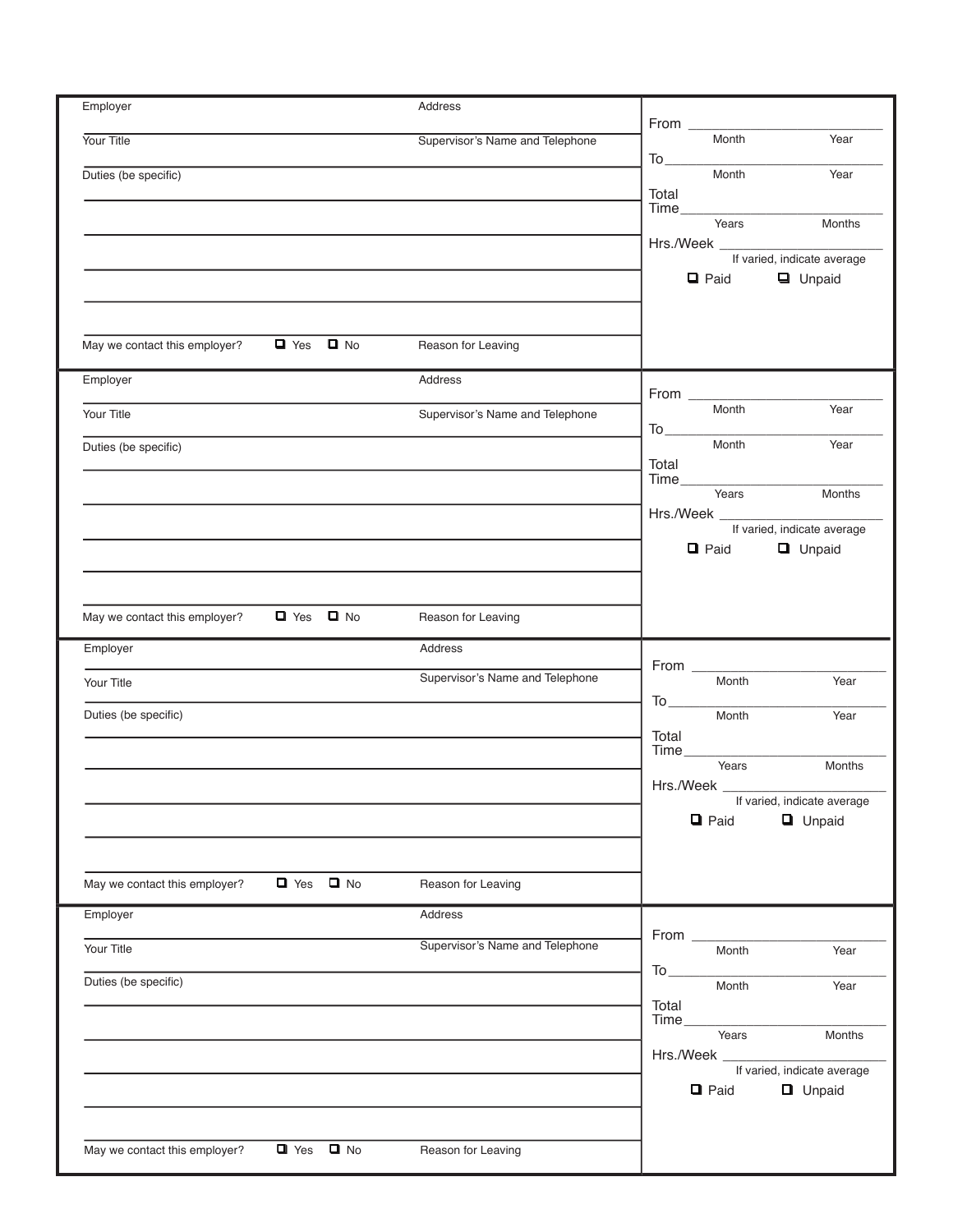Employer | Address

Your Title | Supervisor's Name and Telephone

Duties (be specific)

May we contact this employer? ☐ Yes ☐ No | Reason for Leaving

From ______________ Month ______ Year

To ______________ Month ______ Year

Total Time ______________ Years ______ Months

Hrs./Week ______________ If varied, indicate average

☐ Paid ☐ Unpaid

---

Employer | Address

Your Title | Supervisor's Name and Telephone

Duties (be specific)

May we contact this employer? ☐ Yes ☐ No | Reason for Leaving

From ______________ Month ______ Year

To ______________ Month ______ Year

Total Time ______________ Years ______ Months

Hrs./Week ______________ If varied, indicate average

☐ Paid ☐ Unpaid

---

Employer | Address

Your Title | Supervisor's Name and Telephone

Duties (be specific)

May we contact this employer? ☐ Yes ☐ No | Reason for Leaving

From ______________ Month ______ Year

To ______________ Month ______ Year

Total Time ______________ Years ______ Months

Hrs./Week ______________ If varied, indicate average

☐ Paid ☐ Unpaid

---

Employer | Address

Your Title | Supervisor's Name and Telephone

Duties (be specific)

May we contact this employer? ☐ Yes ☐ No | Reason for Leaving

From ______________ Month ______ Year

To ______________ Month ______ Year

Total Time ______________ Years ______ Months

Hrs./Week ______________ If varied, indicate average

☐ Paid ☐ Unpaid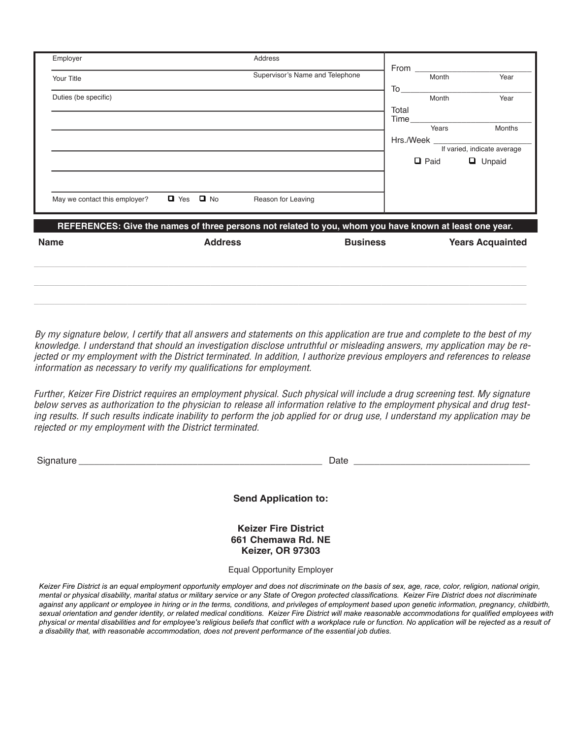| | | |
|---|---|---|
| Employer | Address | From ______ Month ______ Year |
| Your Title | Supervisor's Name and Telephone | To ______ Month ______ Year |
| Duties (be specific) | | Total Time ______ Years ______ Months |
| | | Hrs./Week ______ If varied, indicate average |
| | | ☐ Paid ☐ Unpaid |
| May we contact this employer? ☐ Yes ☐ No | Reason for Leaving | |

**REFERENCES: Give the names of three persons not related to you, whom you have known at least one year.**

| Name | Address | Business | Years Acquainted |
|---|---|---|---|
| | | | |
| | | | |
| | | | |

*By my signature below, I certify that all answers and statements on this application are true and complete to the best of my knowledge. I understand that should an investigation disclose untruthful or misleading answers, my application may be rejected or my employment with the District terminated. In addition, I authorize previous employers and references to release information as necessary to verify my qualifications for employment.*

*Further, Keizer Fire District requires an employment physical. Such physical will include a drug screening test. My signature below serves as authorization to the physician to release all information relative to the employment physical and drug testing results. If such results indicate inability to perform the job applied for or drug use, I understand my application may be rejected or my employment with the District terminated.*

Signature ______________________________ Date ______________________________

**Send Application to:**

**Keizer Fire District**
**661 Chemawa Rd. NE**
**Keizer, OR 97303**

Equal Opportunity Employer

*Keizer Fire District is an equal employment opportunity employer and does not discriminate on the basis of sex, age, race, color, religion, national origin, mental or physical disability, marital status or military service or any State of Oregon protected classifications. Keizer Fire District does not discriminate against any applicant or employee in hiring or in the terms, conditions, and privileges of employment based upon genetic information, pregnancy, childbirth, sexual orientation and gender identity, or related medical conditions. Keizer Fire District will make reasonable accommodations for qualified employees with physical or mental disabilities and for employee's religious beliefs that conflict with a workplace rule or function. No application will be rejected as a result of a disability that, with reasonable accommodation, does not prevent performance of the essential job duties.*